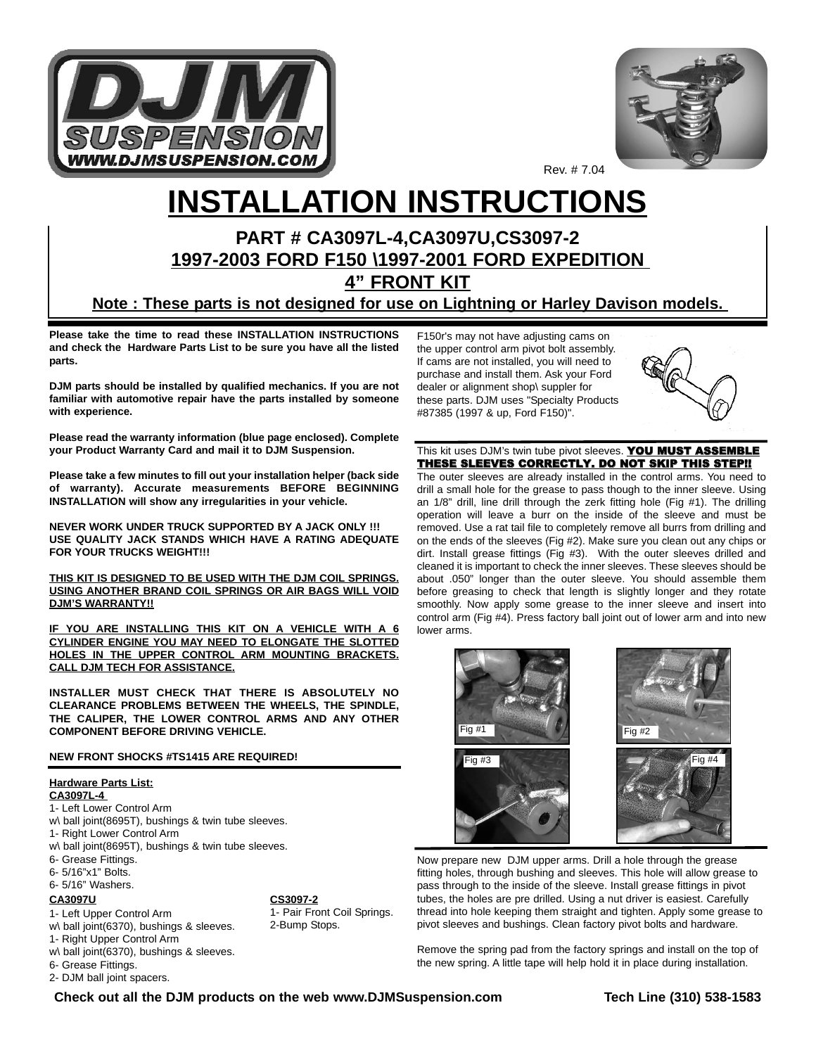Rev. # 7.04

# INSTALLATION INSTRUCTIONS

## PART # CA3097L-4,CA3097U,CS3097-2
## 1997-2003 FORD F150 \1997-2001 FORD EXPEDITION
## 4" FRONT KIT

**Note : These parts is not designed for use on Lightning or Harley Davison models.**

**Please take the time to read these INSTALLATION INSTRUCTIONS and check the Hardware Parts List to be sure you have all the listed parts.**

**DJM parts should be installed by qualified mechanics. If you are not familiar with automotive repair have the parts installed by someone with experience.**

**Please read the warranty information (blue page enclosed). Complete your Product Warranty Card and mail it to DJM Suspension.**

**Please take a few minutes to fill out your installation helper (back side of warranty). Accurate measurements BEFORE BEGINNING INSTALLATION will show any irregularities in your vehicle.**

**NEVER WORK UNDER TRUCK SUPPORTED BY A JACK ONLY !!! USE QUALITY JACK STANDS WHICH HAVE A RATING ADEQUATE FOR YOUR TRUCKS WEIGHT!!!**

**THIS KIT IS DESIGNED TO BE USED WITH THE DJM COIL SPRINGS. USING ANOTHER BRAND COIL SPRINGS OR AIR BAGS WILL VOID DJM'S WARRANTY!!**

**IF YOU ARE INSTALLING THIS KIT ON A VEHICLE WITH A 6 CYLINDER ENGINE YOU MAY NEED TO ELONGATE THE SLOTTED HOLES IN THE UPPER CONTROL ARM MOUNTING BRACKETS. CALL DJM TECH FOR ASSISTANCE.**

**INSTALLER MUST CHECK THAT THERE IS ABSOLUTELY NO CLEARANCE PROBLEMS BETWEEN THE WHEELS, THE SPINDLE, THE CALIPER, THE LOWER CONTROL ARMS AND ANY OTHER COMPONENT BEFORE DRIVING VEHICLE.**

**NEW FRONT SHOCKS #TS1415 ARE REQUIRED!**

**Hardware Parts List:**

**CA3097L-4**

- 1- Left Lower Control Arm w\ ball joint(8695T), bushings & twin tube sleeves.
- 1- Right Lower Control Arm w\ ball joint(8695T), bushings & twin tube sleeves.
- 6- Grease Fittings.
- 6- 5/16"x1" Bolts.
- 6- 5/16" Washers.

**CA3097U**

- 1- Left Upper Control Arm w\ ball joint(6370), bushings & sleeves.
- 1- Right Upper Control Arm w\ ball joint(6370), bushings & sleeves.
- 6- Grease Fittings.
- 2- DJM ball joint spacers.

**CS3097-2**

- 1- Pair Front Coil Springs.
- 2-Bump Stops.

F150r's may not have adjusting cams on the upper control arm pivot bolt assembly. If cams are not installed, you will need to purchase and install them. Ask your Ford dealer or alignment shop\ suppler for these parts. DJM uses "Specialty Products #87385 (1997 & up, Ford F150)".

This kit uses DJM's twin tube pivot sleeves. **YOU MUST ASSEMBLE THESE SLEEVES CORRECTLY. DO NOT SKIP THIS STEP!!** The outer sleeves are already installed in the control arms. You need to drill a small hole for the grease to pass though to the inner sleeve. Using an 1/8" drill, line drill through the zerk fitting hole (Fig #1). The drilling operation will leave a burr on the inside of the sleeve and must be removed. Use a rat tail file to completely remove all burrs from drilling and on the ends of the sleeves (Fig #2). Make sure you clean out any chips or dirt. Install grease fittings (Fig #3). With the outer sleeves drilled and cleaned it is important to check the inner sleeves. These sleeves should be about .050" longer than the outer sleeve. You should assemble them before greasing to check that length is slightly longer and they rotate smoothly. Now apply some grease to the inner sleeve and insert into control arm (Fig #4). Press factory ball joint out of lower arm and into new lower arms.

Fig #1

Fig #2

Fig #3

Fig #4

Now prepare new DJM upper arms. Drill a hole through the grease fitting holes, through bushing and sleeves. This hole will allow grease to pass through to the inside of the sleeve. Install grease fittings in pivot tubes, the holes are pre drilled. Using a nut driver is easiest. Carefully thread into hole keeping them straight and tighten. Apply some grease to pivot sleeves and bushings. Clean factory pivot bolts and hardware.

Remove the spring pad from the factory springs and install on the top of the new spring. A little tape will help hold it in place during installation.

**Check out all the DJM products on the web www.DJMSuspension.com** **Tech Line (310) 538-1583**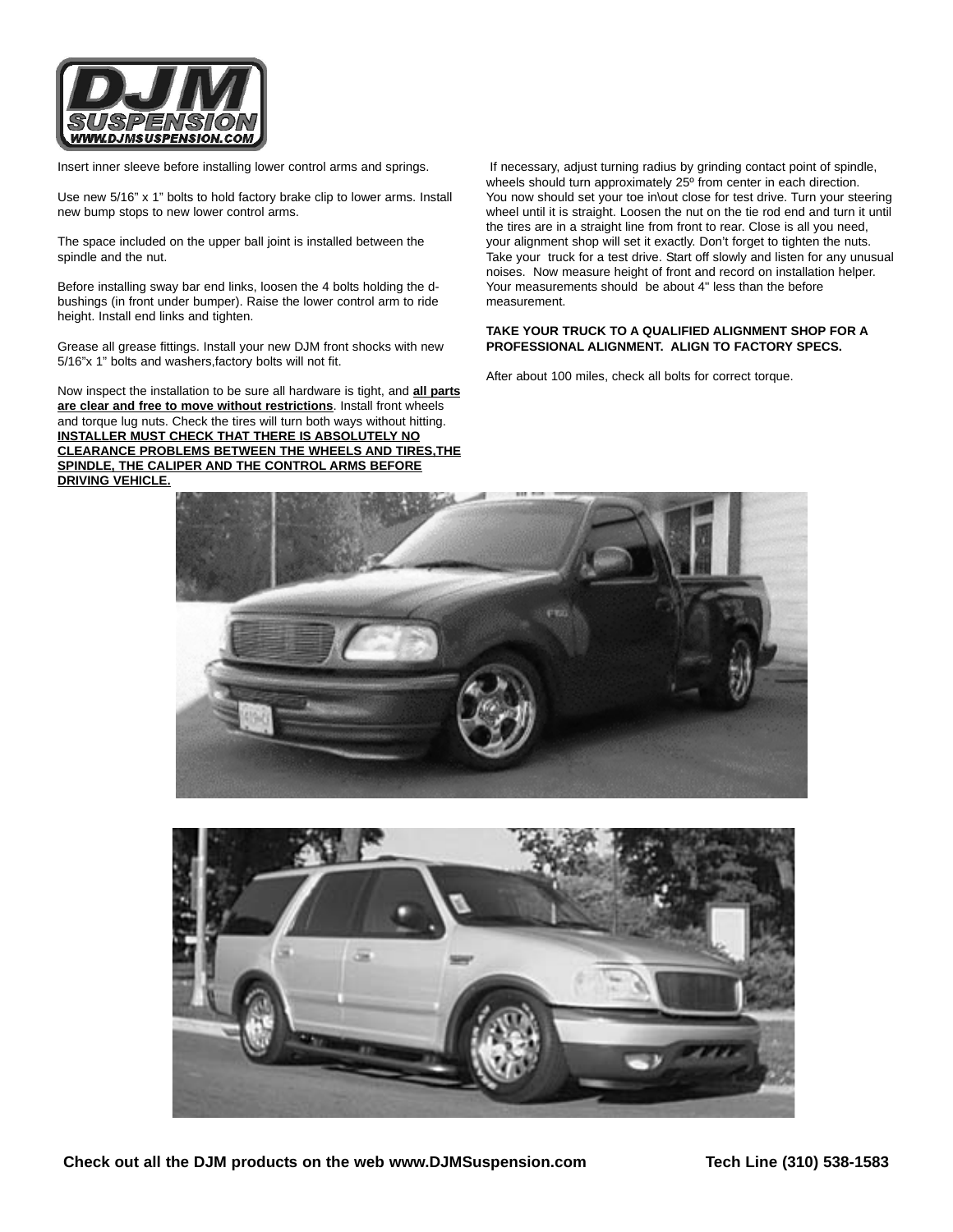Insert inner sleeve before installing lower control arms and springs.

Use new 5/16” x 1” bolts to hold factory brake clip to lower arms. Install new bump stops to new lower control arms.

The space included on the upper ball joint is installed between the spindle and the nut.

Before installing sway bar end links, loosen the 4 bolts holding the d-bushings (in front under bumper). Raise the lower control arm to ride height. Install end links and tighten.

Grease all grease fittings. Install your new DJM front shocks with new 5/16”x 1” bolts and washers,factory bolts will not fit.

Now inspect the installation to be sure all hardware is tight, and **all parts are clear and free to move without restrictions**. Install front wheels and torque lug nuts. Check the tires will turn both ways without hitting. **INSTALLER MUST CHECK THAT THERE IS ABSOLUTELY NO CLEARANCE PROBLEMS BETWEEN THE WHEELS AND TIRES,THE SPINDLE, THE CALIPER AND THE CONTROL ARMS BEFORE DRIVING VEHICLE.**

If necessary, adjust turning radius by grinding contact point of spindle, wheels should turn approximately 25º from center in each direction. You now should set your toe in\out close for test drive. Turn your steering wheel until it is straight. Loosen the nut on the tie rod end and turn it until the tires are in a straight line from front to rear. Close is all you need, your alignment shop will set it exactly. Don’t forget to tighten the nuts. Take your truck for a test drive. Start off slowly and listen for any unusual noises. Now measure height of front and record on installation helper. Your measurements should be about 4" less than the before measurement.

**TAKE YOUR TRUCK TO A QUALIFIED ALIGNMENT SHOP FOR A PROFESSIONAL ALIGNMENT. ALIGN TO FACTORY SPECS.**

After about 100 miles, check all bolts for correct torque.

**Check out all the DJM products on the web www.DJMSuspension.com** **Tech Line (310) 538-1583**